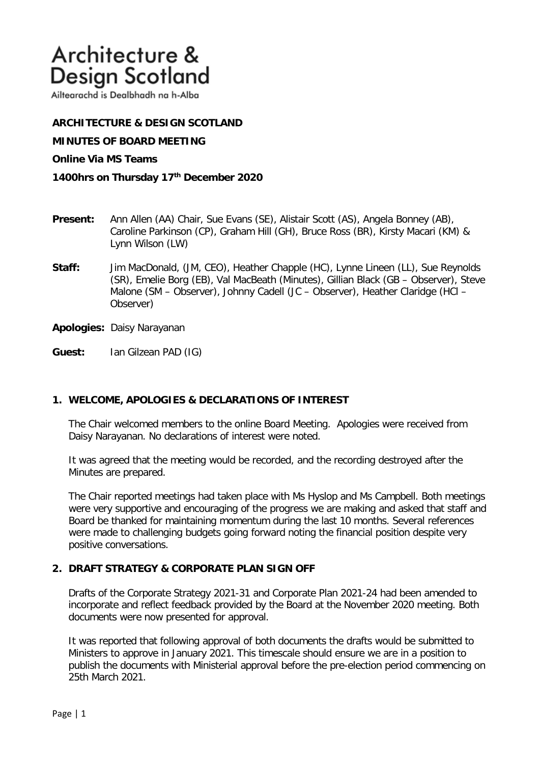# Architecture & Design Scotland

Ailtearachd is Dealbhadh na h-Alba

**ARCHITECTURE & DESIGN SCOTLAND**

**MINUTES OF BOARD MEETING**

**Online Via MS Teams**

**1400hrs on Thursday 17th December 2020**

**Present:** Ann Allen (AA) Chair, Sue Evans (SE), Alistair Scott (AS), Angela Bonney (AB), Caroline Parkinson (CP), Graham Hill (GH), Bruce Ross (BR), Kirsty Macari (KM) & Lynn Wilson (LW)

**Staff:** Jim MacDonald, (JM, CEO), Heather Chapple (HC), Lynne Lineen (LL), Sue Reynolds (SR), Emelie Borg (EB), Val MacBeath (Minutes), Gillian Black (GB – Observer), Steve Malone (SM – Observer), Johnny Cadell (JC – Observer), Heather Claridge (HCl – Observer)

**Apologies:** Daisy Narayanan

**Guest:** Ian Gilzean PAD (IG)

## 1. WELCOME, APOLOGIES & DECLARATIONS OF INTEREST

The Chair welcomed members to the online Board Meeting. Apologies were received from Daisy Narayanan. No declarations of interest were noted.

It was agreed that the meeting would be recorded, and the recording destroyed after the Minutes are prepared.

The Chair reported meetings had taken place with Ms Hyslop and Ms Campbell. Both meetings were very supportive and encouraging of the progress we are making and asked that staff and Board be thanked for maintaining momentum during the last 10 months. Several references were made to challenging budgets going forward noting the financial position despite very positive conversations.

## 2. DRAFT STRATEGY & CORPORATE PLAN SIGN OFF

Drafts of the Corporate Strategy 2021-31 and Corporate Plan 2021-24 had been amended to incorporate and reflect feedback provided by the Board at the November 2020 meeting. Both documents were now presented for approval.

It was reported that following approval of both documents the drafts would be submitted to Ministers to approve in January 2021. This timescale should ensure we are in a position to publish the documents with Ministerial approval before the pre-election period commencing on 25th March 2021.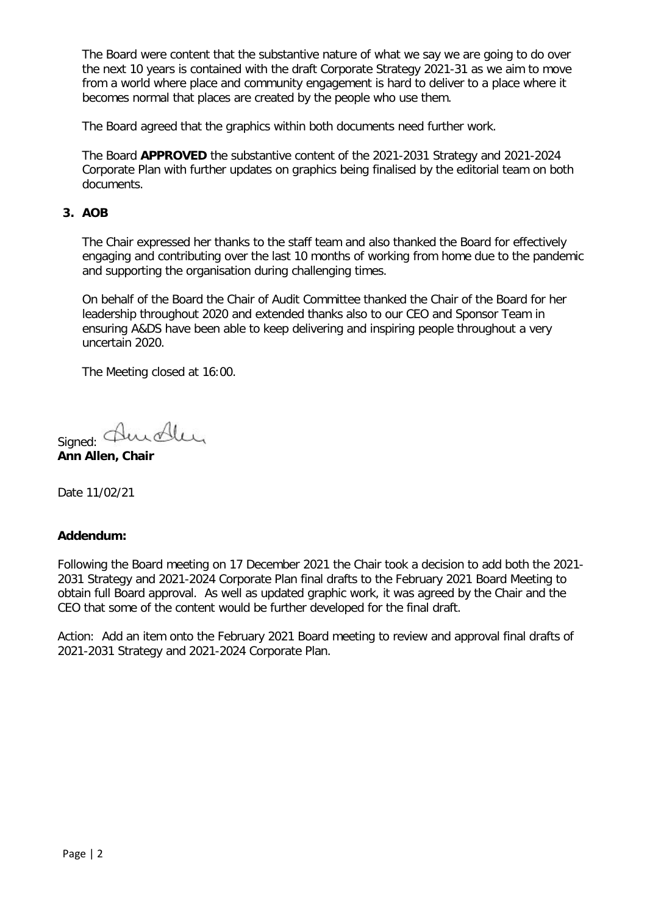The Board were content that the substantive nature of what we say we are going to do over the next 10 years is contained with the draft Corporate Strategy 2021-31 as we aim to move from a world where place and community engagement is hard to deliver to a place where it becomes normal that places are created by the people who use them.

The Board agreed that the graphics within both documents need further work.

The Board **APPROVED** the substantive content of the 2021-2031 Strategy and 2021-2024 Corporate Plan with further updates on graphics being finalised by the editorial team on both documents.

## 3. AOB

The Chair expressed her thanks to the staff team and also thanked the Board for effectively engaging and contributing over the last 10 months of working from home due to the pandemic and supporting the organisation during challenging times.

On behalf of the Board the Chair of Audit Committee thanked the Chair of the Board for her leadership throughout 2020 and extended thanks also to our CEO and Sponsor Team in ensuring A&DS have been able to keep delivering and inspiring people throughout a very uncertain 2020.

The Meeting closed at 16:00.

Signed:
**Ann Allen, Chair**

Date 11/02/21

**Addendum:**

Following the Board meeting on 17 December 2021 the Chair took a decision to add both the 2021-2031 Strategy and 2021-2024 Corporate Plan final drafts to the February 2021 Board Meeting to obtain full Board approval. As well as updated graphic work, it was agreed by the Chair and the CEO that some of the content would be further developed for the final draft.

Action: Add an item onto the February 2021 Board meeting to review and approval final drafts of 2021-2031 Strategy and 2021-2024 Corporate Plan.